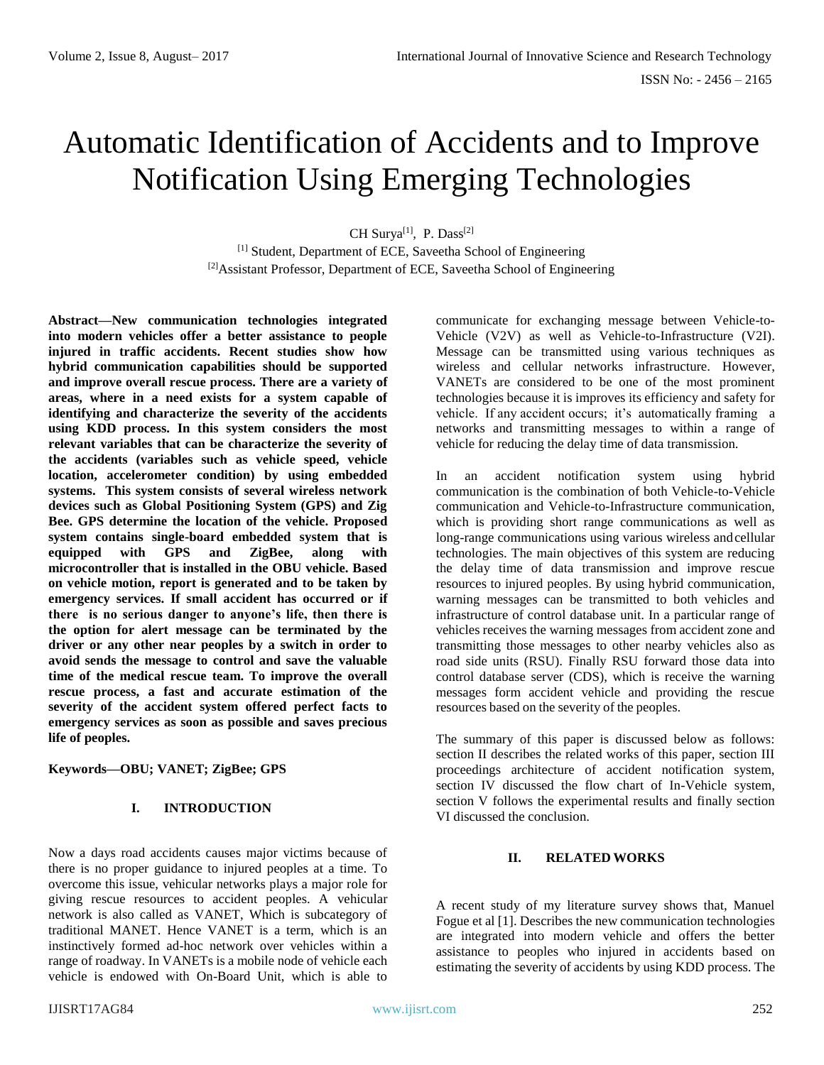# Automatic Identification of Accidents and to Improve Notification Using Emerging Technologies

CH Surya[1], P. Dass[2]

[1] Student, Department of ECE, Saveetha School of Engineering

[2]Assistant Professor, Department of ECE, Saveetha School of Engineering

**Abstract—New communication technologies integrated into modern vehicles offer a better assistance to people injured in traffic accidents. Recent studies show how hybrid communication capabilities should be supported and improve overall rescue process. There are a variety of areas, where in a need exists for a system capable of identifying and characterize the severity of the accidents using KDD process. In this system considers the most relevant variables that can be characterize the severity of the accidents (variables such as vehicle speed, vehicle location, accelerometer condition) by using embedded systems. This system consists of several wireless network devices such as Global Positioning System (GPS) and Zig Bee. GPS determine the location of the vehicle. Proposed system contains single-board embedded system that is equipped with GPS and ZigBee, along with microcontroller that is installed in the OBU vehicle. Based on vehicle motion, report is generated and to be taken by emergency services. If small accident has occurred or if there is no serious danger to anyone's life, then there is the option for alert message can be terminated by the driver or any other near peoples by a switch in order to avoid sends the message to control and save the valuable time of the medical rescue team. To improve the overall rescue process, a fast and accurate estimation of the severity of the accident system offered perfect facts to emergency services as soon as possible and saves precious life of peoples.**

**Keywords—OBU; VANET; ZigBee; GPS**

## I. INTRODUCTION

Now a days road accidents causes major victims because of there is no proper guidance to injured peoples at a time. To overcome this issue, vehicular networks plays a major role for giving rescue resources to accident peoples. A vehicular network is also called as VANET, Which is subcategory of traditional MANET. Hence VANET is a term, which is an instinctively formed ad-hoc network over vehicles within a range of roadway. In VANETs is a mobile node of vehicle each vehicle is endowed with On-Board Unit, which is able to communicate for exchanging message between Vehicle-to-Vehicle (V2V) as well as Vehicle-to-Infrastructure (V2I). Message can be transmitted using various techniques as wireless and cellular networks infrastructure. However, VANETs are considered to be one of the most prominent technologies because it is improves its efficiency and safety for vehicle. If any accident occurs; it's automatically framing a networks and transmitting messages to within a range of vehicle for reducing the delay time of data transmission.

In an accident notification system using hybrid communication is the combination of both Vehicle-to-Vehicle communication and Vehicle-to-Infrastructure communication, which is providing short range communications as well as long-range communications using various wireless and cellular technologies. The main objectives of this system are reducing the delay time of data transmission and improve rescue resources to injured peoples. By using hybrid communication, warning messages can be transmitted to both vehicles and infrastructure of control database unit. In a particular range of vehicles receives the warning messages from accident zone and transmitting those messages to other nearby vehicles also as road side units (RSU). Finally RSU forward those data into control database server (CDS), which is receive the warning messages form accident vehicle and providing the rescue resources based on the severity of the peoples.

The summary of this paper is discussed below as follows: section II describes the related works of this paper, section III proceedings architecture of accident notification system, section IV discussed the flow chart of In-Vehicle system, section V follows the experimental results and finally section VI discussed the conclusion.

## II. RELATED WORKS

A recent study of my literature survey shows that, Manuel Fogue et al [1]. Describes the new communication technologies are integrated into modern vehicle and offers the better assistance to peoples who injured in accidents based on estimating the severity of accidents by using KDD process. The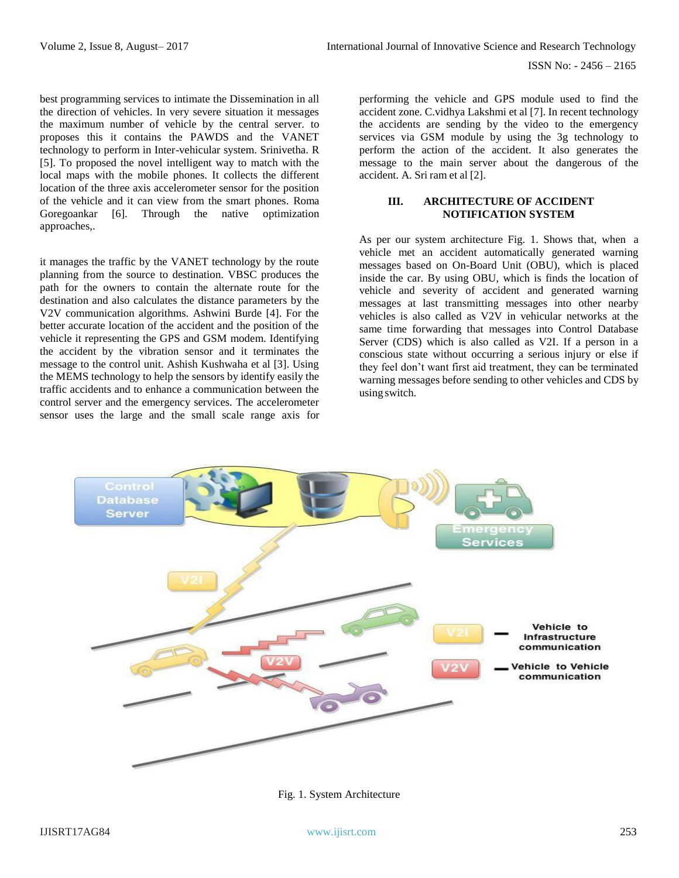best programming services to intimate the Dissemination in all the direction of vehicles. In very severe situation it messages the maximum number of vehicle by the central server. to proposes this it contains the PAWDS and the VANET technology to perform in Inter-vehicular system. Srinivetha. R [5]. To proposed the novel intelligent way to match with the local maps with the mobile phones. It collects the different location of the three axis accelerometer sensor for the position of the vehicle and it can view from the smart phones. Roma Goregoankar [6]. Through the native optimization approaches,.

it manages the traffic by the VANET technology by the route planning from the source to destination. VBSC produces the path for the owners to contain the alternate route for the destination and also calculates the distance parameters by the V2V communication algorithms. Ashwini Burde [4]. For the better accurate location of the accident and the position of the vehicle it representing the GPS and GSM modem. Identifying the accident by the vibration sensor and it terminates the message to the control unit. Ashish Kushwaha et al [3]. Using the MEMS technology to help the sensors by identify easily the traffic accidents and to enhance a communication between the control server and the emergency services. The accelerometer sensor uses the large and the small scale range axis for performing the vehicle and GPS module used to find the accident zone. C.vidhya Lakshmi et al [7]. In recent technology the accidents are sending by the video to the emergency services via GSM module by using the 3g technology to perform the action of the accident. It also generates the message to the main server about the dangerous of the accident. A. Sri ram et al [2].

## III. ARCHITECTURE OF ACCIDENT NOTIFICATION SYSTEM

As per our system architecture Fig. 1. Shows that, when a vehicle met an accident automatically generated warning messages based on On-Board Unit (OBU), which is placed inside the car. By using OBU, which is finds the location of vehicle and severity of accident and generated warning messages at last transmitting messages into other nearby vehicles is also called as V2V in vehicular networks at the same time forwarding that messages into Control Database Server (CDS) which is also called as V2I. If a person in a conscious state without occurring a serious injury or else if they feel don't want first aid treatment, they can be terminated warning messages before sending to other vehicles and CDS by using switch.

Fig. 1. System Architecture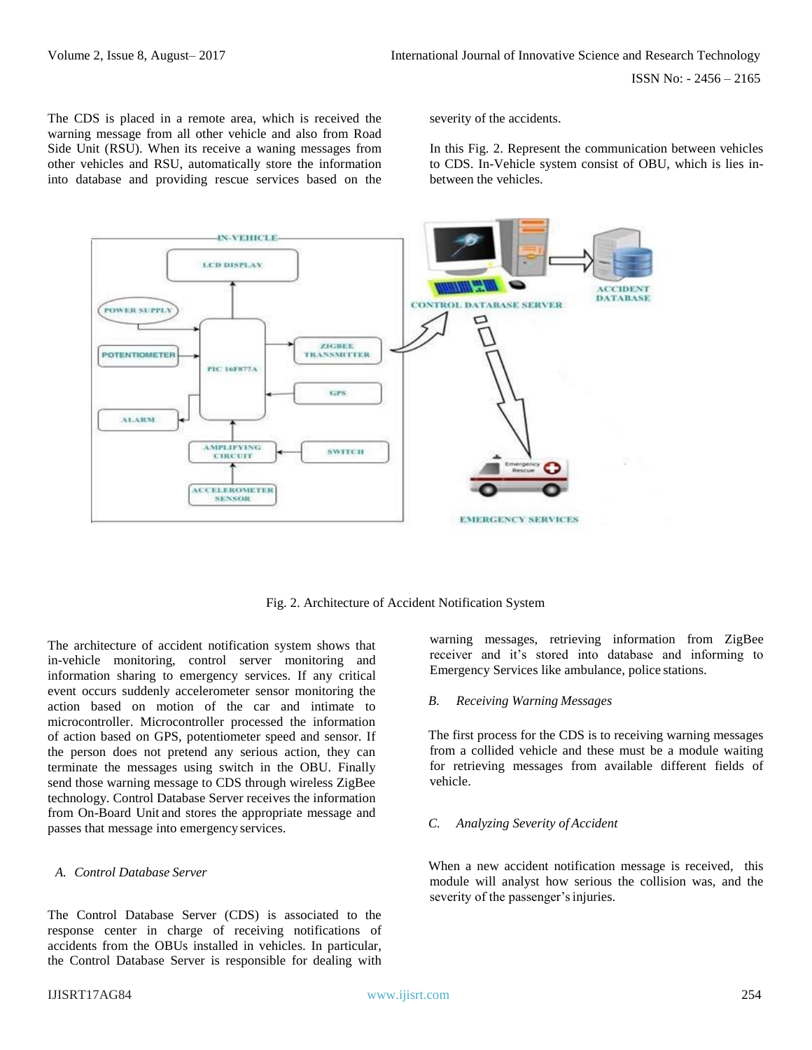The CDS is placed in a remote area, which is received the warning message from all other vehicle and also from Road Side Unit (RSU). When its receive a waning messages from other vehicles and RSU, automatically store the information into database and providing rescue services based on the severity of the accidents.

In this Fig. 2. Represent the communication between vehicles to CDS. In-Vehicle system consist of OBU, which is lies in-between the vehicles.

IN-VEHICLE
LCD DISPLAY
POWER SUPPLY
POTENTIOMETER
PIC 16F877A
ZIGBEE TRANSMITTER
GPS
ALARM
AMPLIFYING CIRCUIT
SWITCH
ACCELEROMETER SENSOR
CONTROL DATABASE SERVER
ACCIDENT DATABASE
EMERGENCY SERVICES

Fig. 2. Architecture of Accident Notification System

The architecture of accident notification system shows that in-vehicle monitoring, control server monitoring and information sharing to emergency services. If any critical event occurs suddenly accelerometer sensor monitoring the action based on motion of the car and intimate to microcontroller. Microcontroller processed the information of action based on GPS, potentiometer speed and sensor. If the person does not pretend any serious action, they can terminate the messages using switch in the OBU. Finally send those warning message to CDS through wireless ZigBee technology. Control Database Server receives the information from On-Board Unit and stores the appropriate message and passes that message into emergency services.

### *A. Control Database Server*

The Control Database Server (CDS) is associated to the response center in charge of receiving notifications of accidents from the OBUs installed in vehicles. In particular, the Control Database Server is responsible for dealing with warning messages, retrieving information from ZigBee receiver and it's stored into database and informing to Emergency Services like ambulance, police stations.

### *B. Receiving Warning Messages*

The first process for the CDS is to receiving warning messages from a collided vehicle and these must be a module waiting for retrieving messages from available different fields of vehicle.

### *C. Analyzing Severity of Accident*

When a new accident notification message is received, this module will analyst how serious the collision was, and the severity of the passenger's injuries.